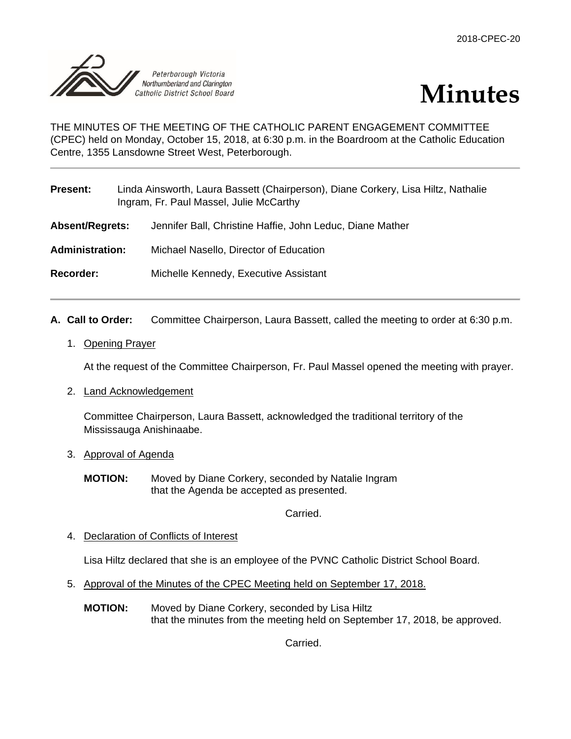2018-CPEC-20

Peterborough Victoria Northumberland and Clarington Catholic District School Board

# Minutes

THE MINUTES OF THE MEETING OF THE CATHOLIC PARENT ENGAGEMENT COMMITTEE (CPEC) held on Monday, October 15, 2018, at 6:30 p.m. in the Boardroom at the Catholic Education Centre, 1355 Lansdowne Street West, Peterborough.

---

**Present:** Linda Ainsworth, Laura Bassett (Chairperson), Diane Corkery, Lisa Hiltz, Nathalie Ingram, Fr. Paul Massel, Julie McCarthy

**Absent/Regrets:** Jennifer Ball, Christine Haffie, John Leduc, Diane Mather

**Administration:** Michael Nasello, Director of Education

**Recorder:** Michelle Kennedy, Executive Assistant

---

**A. Call to Order:** Committee Chairperson, Laura Bassett, called the meeting to order at 6:30 p.m.

1. Opening Prayer

   At the request of the Committee Chairperson, Fr. Paul Massel opened the meeting with prayer.

2. Land Acknowledgement

   Committee Chairperson, Laura Bassett, acknowledged the traditional territory of the Mississauga Anishinaabe.

3. Approval of Agenda

   **MOTION:** Moved by Diane Corkery, seconded by Natalie Ingram that the Agenda be accepted as presented.

   Carried.

4. Declaration of Conflicts of Interest

   Lisa Hiltz declared that she is an employee of the PVNC Catholic District School Board.

5. Approval of the Minutes of the CPEC Meeting held on September 17, 2018.

   **MOTION:** Moved by Diane Corkery, seconded by Lisa Hiltz that the minutes from the meeting held on September 17, 2018, be approved.

   Carried.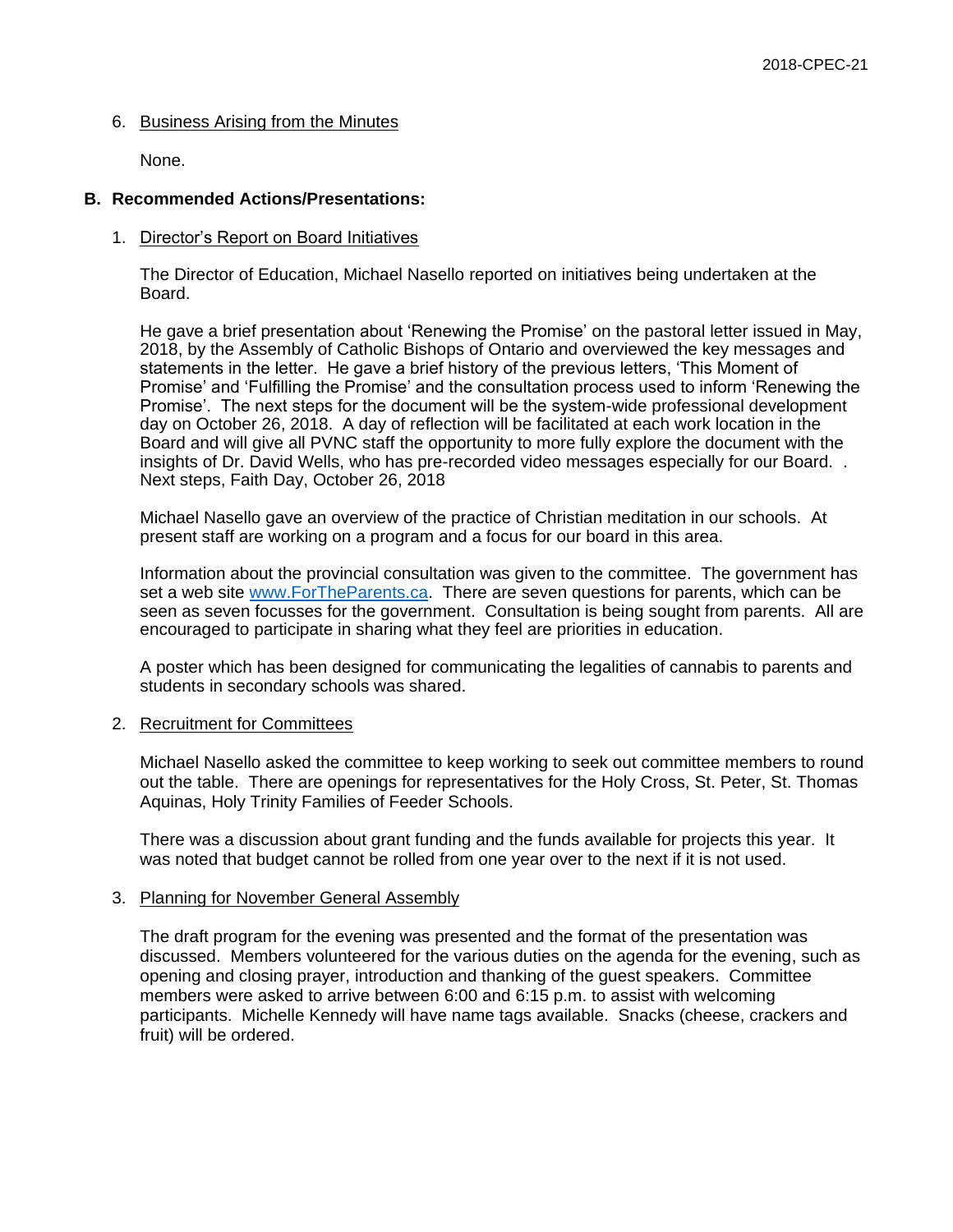6. Business Arising from the Minutes

   None.

**B. Recommended Actions/Presentations:**

1. Director's Report on Board Initiatives

   The Director of Education, Michael Nasello reported on initiatives being undertaken at the Board.

   He gave a brief presentation about 'Renewing the Promise' on the pastoral letter issued in May, 2018, by the Assembly of Catholic Bishops of Ontario and overviewed the key messages and statements in the letter. He gave a brief history of the previous letters, 'This Moment of Promise' and 'Fulfilling the Promise' and the consultation process used to inform 'Renewing the Promise'. The next steps for the document will be the system-wide professional development day on October 26, 2018. A day of reflection will be facilitated at each work location in the Board and will give all PVNC staff the opportunity to more fully explore the document with the insights of Dr. David Wells, who has pre-recorded video messages especially for our Board. . Next steps, Faith Day, October 26, 2018

   Michael Nasello gave an overview of the practice of Christian meditation in our schools. At present staff are working on a program and a focus for our board in this area.

   Information about the provincial consultation was given to the committee. The government has set a web site [www.ForTheParents.ca](http://www.ForTheParents.ca). There are seven questions for parents, which can be seen as seven focusses for the government. Consultation is being sought from parents. All are encouraged to participate in sharing what they feel are priorities in education.

   A poster which has been designed for communicating the legalities of cannabis to parents and students in secondary schools was shared.

2. Recruitment for Committees

   Michael Nasello asked the committee to keep working to seek out committee members to round out the table. There are openings for representatives for the Holy Cross, St. Peter, St. Thomas Aquinas, Holy Trinity Families of Feeder Schools.

   There was a discussion about grant funding and the funds available for projects this year. It was noted that budget cannot be rolled from one year over to the next if it is not used.

3. Planning for November General Assembly

   The draft program for the evening was presented and the format of the presentation was discussed. Members volunteered for the various duties on the agenda for the evening, such as opening and closing prayer, introduction and thanking of the guest speakers. Committee members were asked to arrive between 6:00 and 6:15 p.m. to assist with welcoming participants. Michelle Kennedy will have name tags available. Snacks (cheese, crackers and fruit) will be ordered.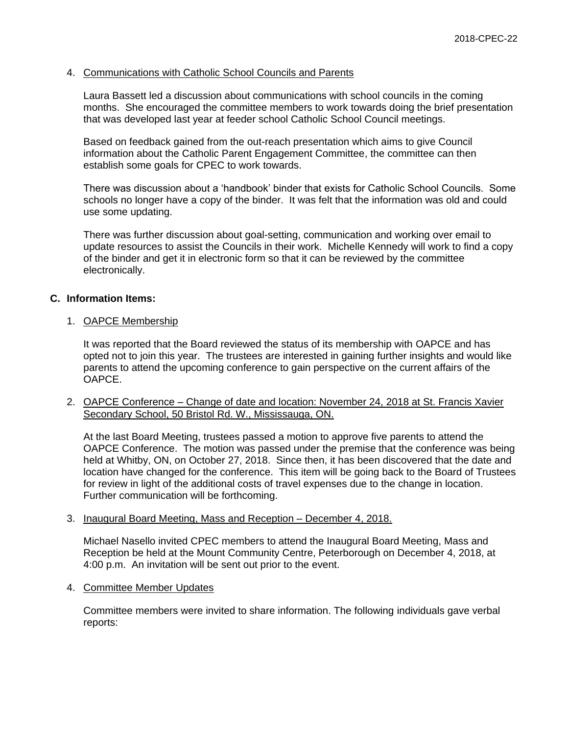4. Communications with Catholic School Councils and Parents

   Laura Bassett led a discussion about communications with school councils in the coming months. She encouraged the committee members to work towards doing the brief presentation that was developed last year at feeder school Catholic School Council meetings.

   Based on feedback gained from the out-reach presentation which aims to give Council information about the Catholic Parent Engagement Committee, the committee can then establish some goals for CPEC to work towards.

   There was discussion about a 'handbook' binder that exists for Catholic School Councils. Some schools no longer have a copy of the binder. It was felt that the information was old and could use some updating.

   There was further discussion about goal-setting, communication and working over email to update resources to assist the Councils in their work. Michelle Kennedy will work to find a copy of the binder and get it in electronic form so that it can be reviewed by the committee electronically.

## C. Information Items:

1. OAPCE Membership

   It was reported that the Board reviewed the status of its membership with OAPCE and has opted not to join this year. The trustees are interested in gaining further insights and would like parents to attend the upcoming conference to gain perspective on the current affairs of the OAPCE.

2. OAPCE Conference – Change of date and location: November 24, 2018 at St. Francis Xavier Secondary School, 50 Bristol Rd. W., Mississauga, ON.

   At the last Board Meeting, trustees passed a motion to approve five parents to attend the OAPCE Conference. The motion was passed under the premise that the conference was being held at Whitby, ON, on October 27, 2018. Since then, it has been discovered that the date and location have changed for the conference. This item will be going back to the Board of Trustees for review in light of the additional costs of travel expenses due to the change in location. Further communication will be forthcoming.

3. Inaugural Board Meeting, Mass and Reception – December 4, 2018.

   Michael Nasello invited CPEC members to attend the Inaugural Board Meeting, Mass and Reception be held at the Mount Community Centre, Peterborough on December 4, 2018, at 4:00 p.m. An invitation will be sent out prior to the event.

4. Committee Member Updates

   Committee members were invited to share information. The following individuals gave verbal reports: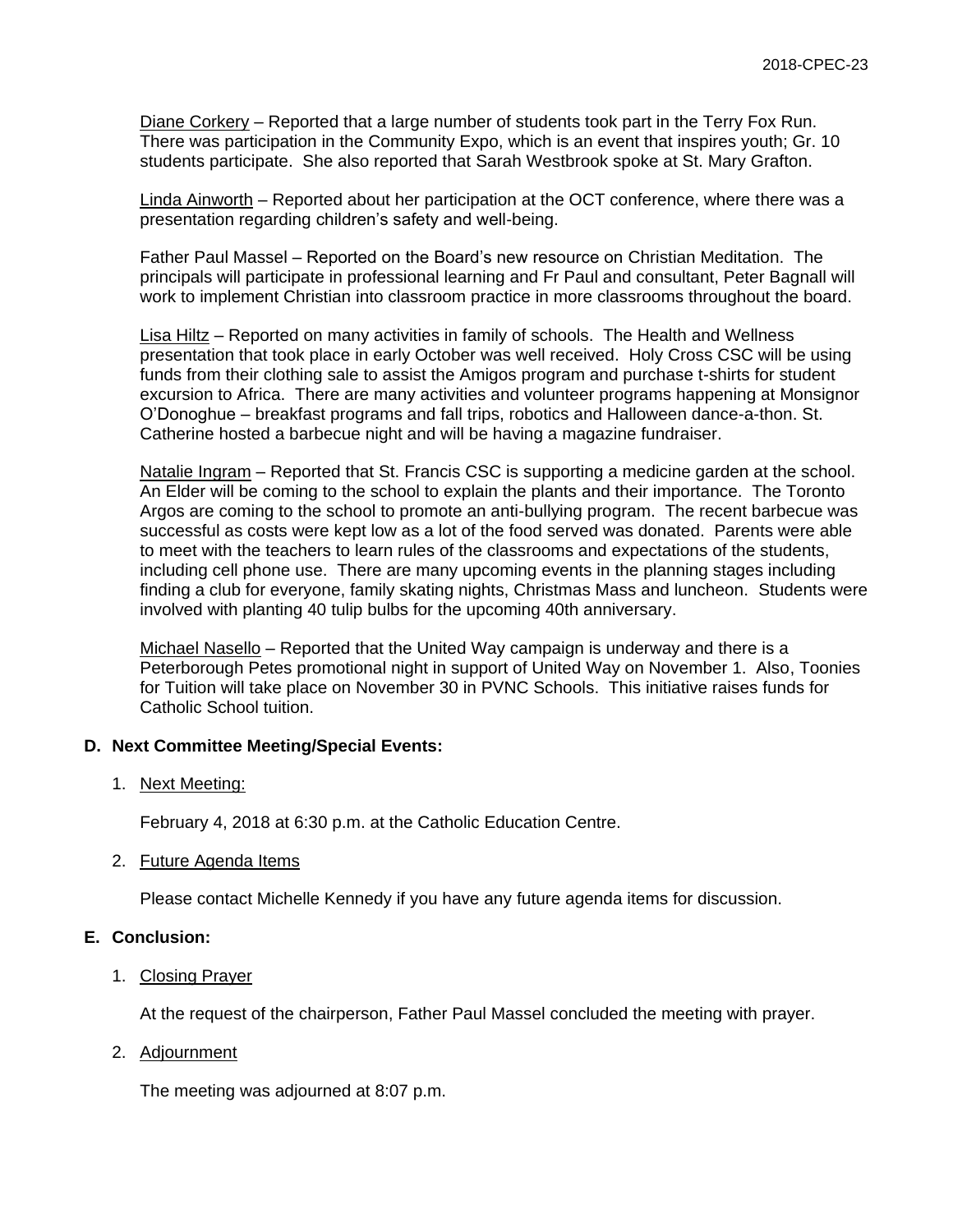Diane Corkery – Reported that a large number of students took part in the Terry Fox Run. There was participation in the Community Expo, which is an event that inspires youth; Gr. 10 students participate. She also reported that Sarah Westbrook spoke at St. Mary Grafton.

Linda Ainworth – Reported about her participation at the OCT conference, where there was a presentation regarding children's safety and well-being.

Father Paul Massel – Reported on the Board's new resource on Christian Meditation. The principals will participate in professional learning and Fr Paul and consultant, Peter Bagnall will work to implement Christian into classroom practice in more classrooms throughout the board.

Lisa Hiltz – Reported on many activities in family of schools. The Health and Wellness presentation that took place in early October was well received. Holy Cross CSC will be using funds from their clothing sale to assist the Amigos program and purchase t-shirts for student excursion to Africa. There are many activities and volunteer programs happening at Monsignor O'Donoghue – breakfast programs and fall trips, robotics and Halloween dance-a-thon. St. Catherine hosted a barbecue night and will be having a magazine fundraiser.

Natalie Ingram – Reported that St. Francis CSC is supporting a medicine garden at the school. An Elder will be coming to the school to explain the plants and their importance. The Toronto Argos are coming to the school to promote an anti-bullying program. The recent barbecue was successful as costs were kept low as a lot of the food served was donated. Parents were able to meet with the teachers to learn rules of the classrooms and expectations of the students, including cell phone use. There are many upcoming events in the planning stages including finding a club for everyone, family skating nights, Christmas Mass and luncheon. Students were involved with planting 40 tulip bulbs for the upcoming 40th anniversary.

Michael Nasello – Reported that the United Way campaign is underway and there is a Peterborough Petes promotional night in support of United Way on November 1. Also, Toonies for Tuition will take place on November 30 in PVNC Schools. This initiative raises funds for Catholic School tuition.

## D. Next Committee Meeting/Special Events:

1. Next Meeting:

   February 4, 2018 at 6:30 p.m. at the Catholic Education Centre.

2. Future Agenda Items

   Please contact Michelle Kennedy if you have any future agenda items for discussion.

## E. Conclusion:

1. Closing Prayer

   At the request of the chairperson, Father Paul Massel concluded the meeting with prayer.

2. Adjournment

   The meeting was adjourned at 8:07 p.m.